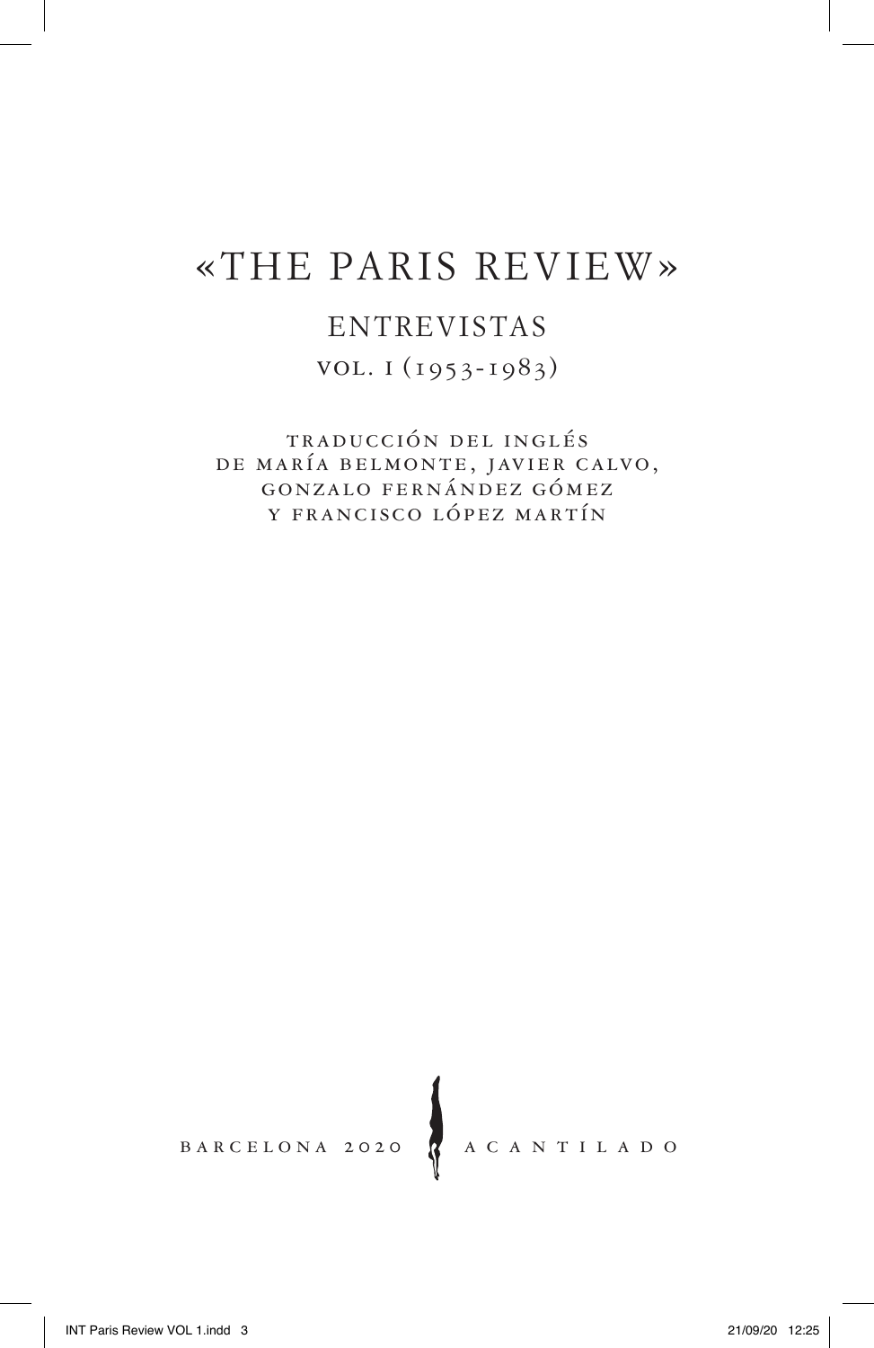# «THE PARIS REVIEW»

## ENTREVISTAS

VOL. I (1953-1983)

TRADUCCIÓN DEL INGLÉS
DE MARÍA BELMONTE, JAVIER CALVO,
GONZALO FERNÁNDEZ GÓMEZ
Y FRANCISCO LÓPEZ MARTÍN

BARCELONA 2020 ACANTILADO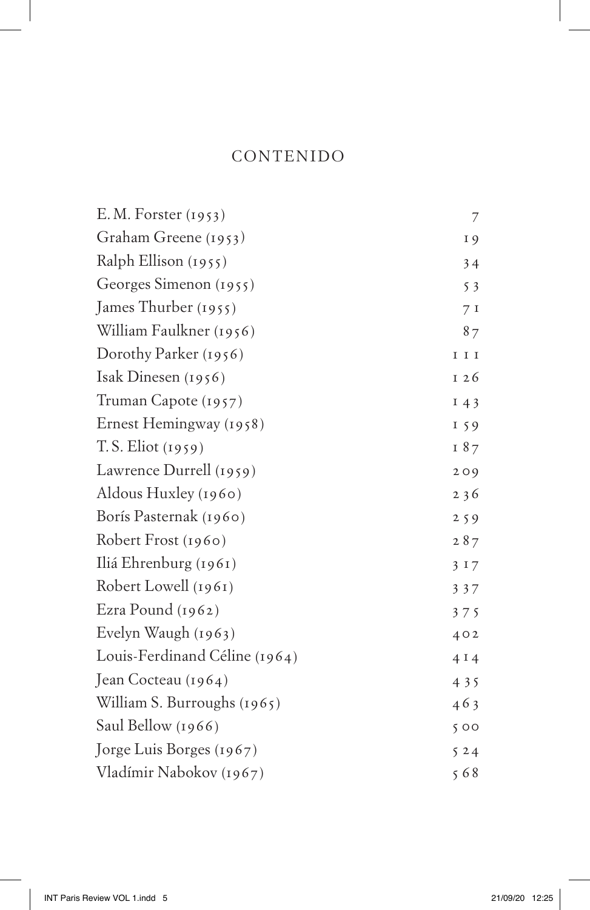# CONTENIDO

| | |
|---|---|
| E. M. Forster (1953) | 7 |
| Graham Greene (1953) | 19 |
| Ralph Ellison (1955) | 34 |
| Georges Simenon (1955) | 53 |
| James Thurber (1955) | 71 |
| William Faulkner (1956) | 87 |
| Dorothy Parker (1956) | 111 |
| Isak Dinesen (1956) | 126 |
| Truman Capote (1957) | 143 |
| Ernest Hemingway (1958) | 159 |
| T. S. Eliot (1959) | 187 |
| Lawrence Durrell (1959) | 209 |
| Aldous Huxley (1960) | 236 |
| Borís Pasternak (1960) | 259 |
| Robert Frost (1960) | 287 |
| Iliá Ehrenburg (1961) | 317 |
| Robert Lowell (1961) | 337 |
| Ezra Pound (1962) | 375 |
| Evelyn Waugh (1963) | 402 |
| Louis-Ferdinand Céline (1964) | 414 |
| Jean Cocteau (1964) | 435 |
| William S. Burroughs (1965) | 463 |
| Saul Bellow (1966) | 500 |
| Jorge Luis Borges (1967) | 524 |
| Vladímir Nabokov (1967) | 568 |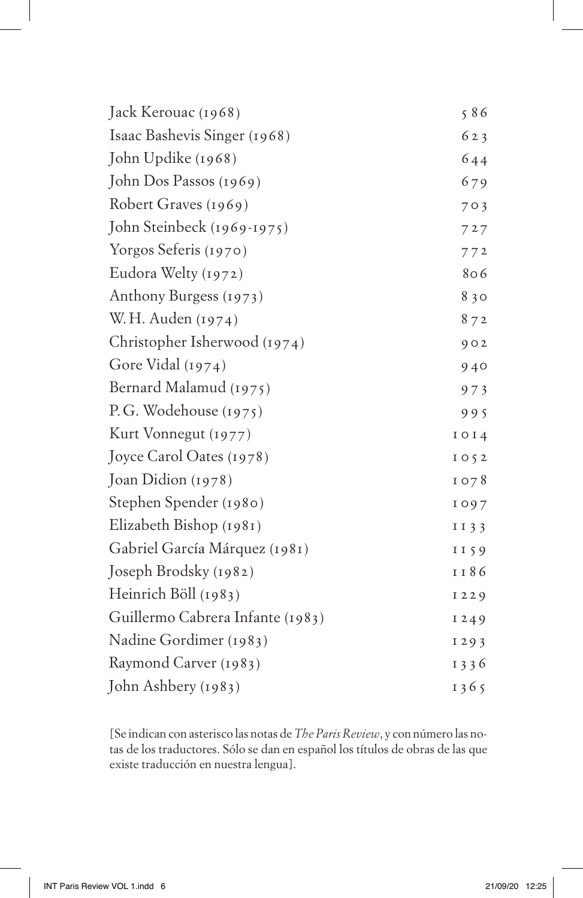| | |
|---|---|
| Jack Kerouac (1968) | 586 |
| Isaac Bashevis Singer (1968) | 623 |
| John Updike (1968) | 644 |
| John Dos Passos (1969) | 679 |
| Robert Graves (1969) | 703 |
| John Steinbeck (1969-1975) | 727 |
| Yorgos Seferis (1970) | 772 |
| Eudora Welty (1972) | 806 |
| Anthony Burgess (1973) | 830 |
| W. H. Auden (1974) | 872 |
| Christopher Isherwood (1974) | 902 |
| Gore Vidal (1974) | 940 |
| Bernard Malamud (1975) | 973 |
| P. G. Wodehouse (1975) | 995 |
| Kurt Vonnegut (1977) | 1014 |
| Joyce Carol Oates (1978) | 1052 |
| Joan Didion (1978) | 1078 |
| Stephen Spender (1980) | 1097 |
| Elizabeth Bishop (1981) | 1133 |
| Gabriel García Márquez (1981) | 1159 |
| Joseph Brodsky (1982) | 1186 |
| Heinrich Böll (1983) | 1229 |
| Guillermo Cabrera Infante (1983) | 1249 |
| Nadine Gordimer (1983) | 1293 |
| Raymond Carver (1983) | 1336 |
| John Ashbery (1983) | 1365 |

[Se indican con asterisco las notas de *The Paris Review*, y con número las notas de los traductores. Sólo se dan en español los títulos de obras de las que existe traducción en nuestra lengua].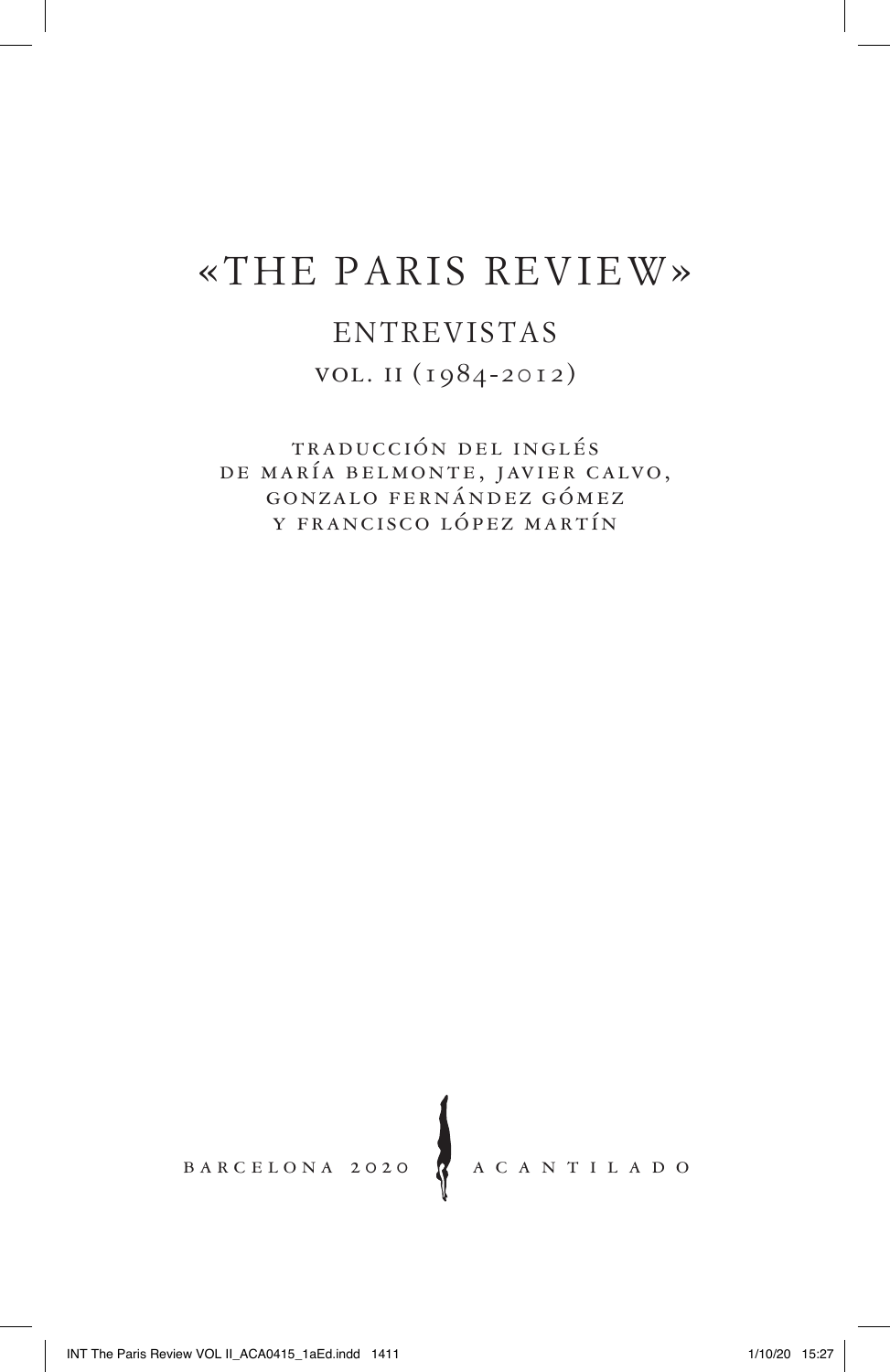# «THE PARIS REVIEW»

## ENTREVISTAS

### VOL. II (1984-2012)

TRADUCCIÓN DEL INGLÉS
DE MARÍA BELMONTE, JAVIER CALVO,
GONZALO FERNÁNDEZ GÓMEZ
Y FRANCISCO LÓPEZ MARTÍN

BARCELONA 2020 ACANTILADO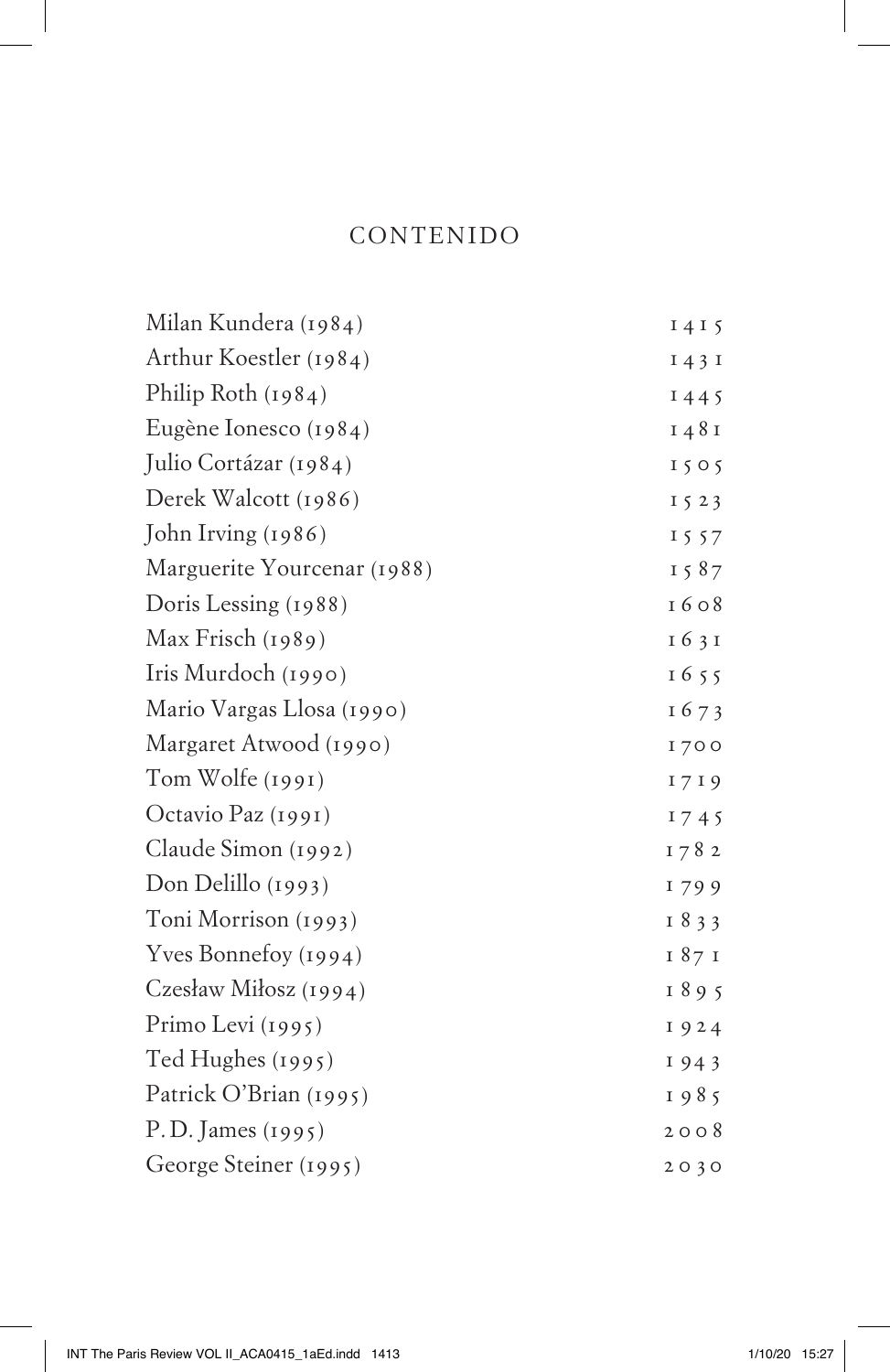# CONTENIDO

| | |
|---|---|
| Milan Kundera (1984) | 1415 |
| Arthur Koestler (1984) | 1431 |
| Philip Roth (1984) | 1445 |
| Eugène Ionesco (1984) | 1481 |
| Julio Cortázar (1984) | 1505 |
| Derek Walcott (1986) | 1523 |
| John Irving (1986) | 1557 |
| Marguerite Yourcenar (1988) | 1587 |
| Doris Lessing (1988) | 1608 |
| Max Frisch (1989) | 1631 |
| Iris Murdoch (1990) | 1655 |
| Mario Vargas Llosa (1990) | 1673 |
| Margaret Atwood (1990) | 1700 |
| Tom Wolfe (1991) | 1719 |
| Octavio Paz (1991) | 1745 |
| Claude Simon (1992) | 1782 |
| Don Delillo (1993) | 1799 |
| Toni Morrison (1993) | 1833 |
| Yves Bonnefoy (1994) | 1871 |
| Czesław Miłosz (1994) | 1895 |
| Primo Levi (1995) | 1924 |
| Ted Hughes (1995) | 1943 |
| Patrick O'Brian (1995) | 1985 |
| P. D. James (1995) | 2008 |
| George Steiner (1995) | 2030 |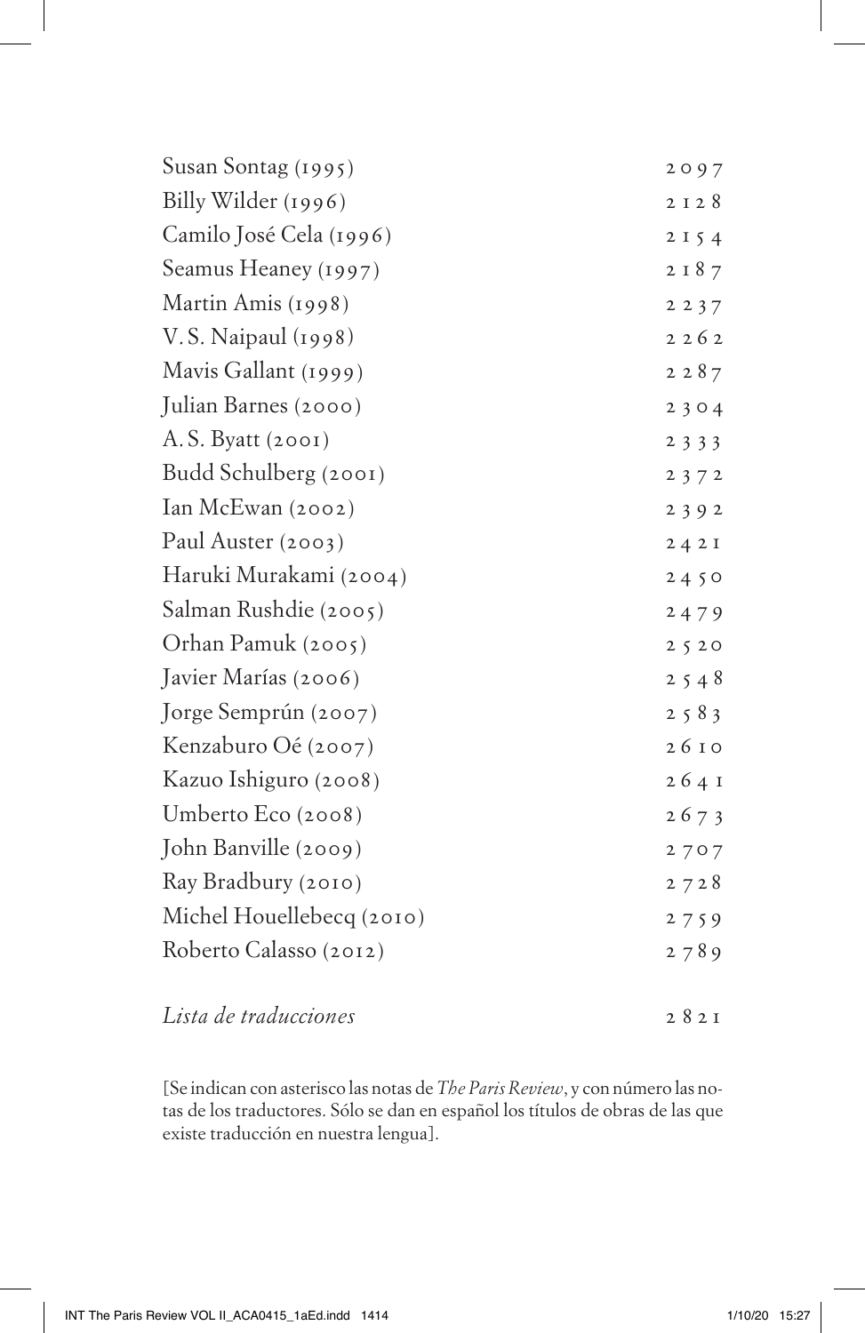| | |
|---|---|
| Susan Sontag (1995) | 2097 |
| Billy Wilder (1996) | 2128 |
| Camilo José Cela (1996) | 2154 |
| Seamus Heaney (1997) | 2187 |
| Martin Amis (1998) | 2237 |
| V. S. Naipaul (1998) | 2262 |
| Mavis Gallant (1999) | 2287 |
| Julian Barnes (2000) | 2304 |
| A. S. Byatt (2001) | 2333 |
| Budd Schulberg (2001) | 2372 |
| Ian McEwan (2002) | 2392 |
| Paul Auster (2003) | 2421 |
| Haruki Murakami (2004) | 2450 |
| Salman Rushdie (2005) | 2479 |
| Orhan Pamuk (2005) | 2520 |
| Javier Marías (2006) | 2548 |
| Jorge Semprún (2007) | 2583 |
| Kenzaburo Oé (2007) | 2610 |
| Kazuo Ishiguro (2008) | 2641 |
| Umberto Eco (2008) | 2673 |
| John Banville (2009) | 2707 |
| Ray Bradbury (2010) | 2728 |
| Michel Houellebecq (2010) | 2759 |
| Roberto Calasso (2012) | 2789 |
| *Lista de traducciones* | 2821 |

[Se indican con asterisco las notas de *The Paris Review*, y con número las notas de los traductores. Sólo se dan en español los títulos de obras de las que existe traducción en nuestra lengua].